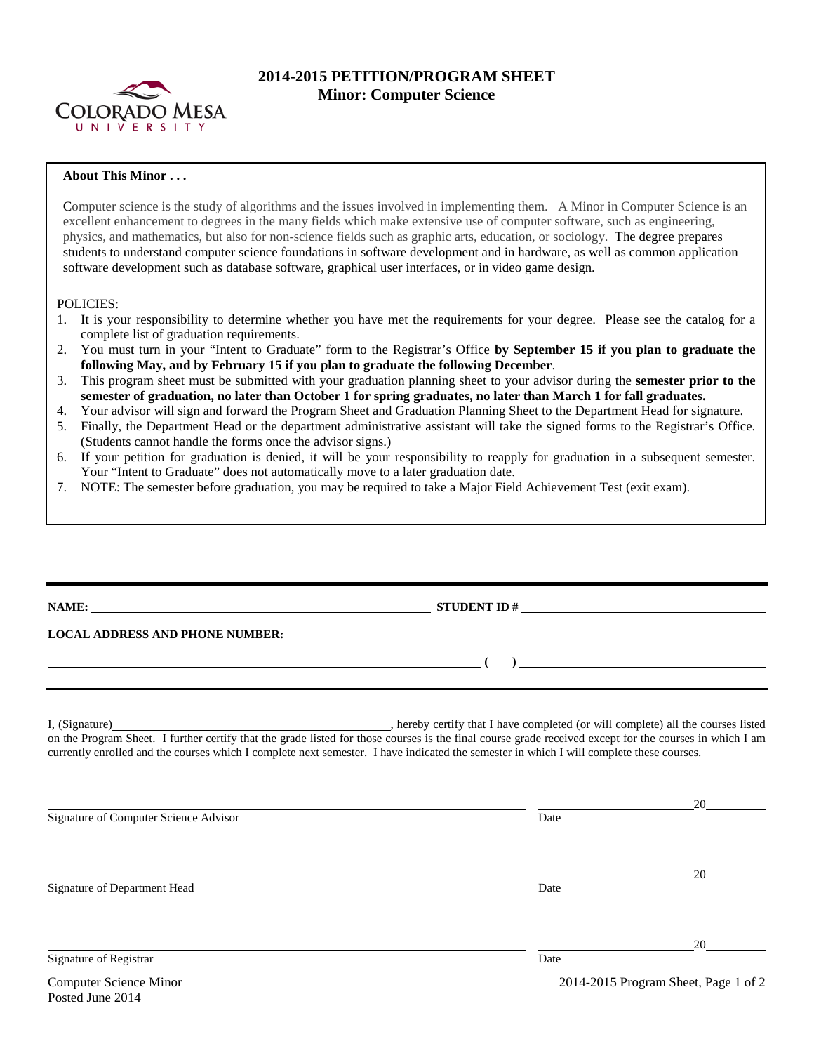# 2014-2015 PETITION/PROGRAM SHEET
## Minor: Computer Science

**About This Minor . . .**

Computer science is the study of algorithms and the issues involved in implementing them. A Minor in Computer Science is an excellent enhancement to degrees in the many fields which make extensive use of computer software, such as engineering, physics, and mathematics, but also for non-science fields such as graphic arts, education, or sociology. The degree prepares students to understand computer science foundations in software development and in hardware, as well as common application software development such as database software, graphical user interfaces, or in video game design.

POLICIES:

1. It is your responsibility to determine whether you have met the requirements for your degree. Please see the catalog for a complete list of graduation requirements.
2. You must turn in your "Intent to Graduate" form to the Registrar's Office **by September 15 if you plan to graduate the following May, and by February 15 if you plan to graduate the following December**.
3. This program sheet must be submitted with your graduation planning sheet to your advisor during the **semester prior to the semester of graduation, no later than October 1 for spring graduates, no later than March 1 for fall graduates.**
4. Your advisor will sign and forward the Program Sheet and Graduation Planning Sheet to the Department Head for signature.
5. Finally, the Department Head or the department administrative assistant will take the signed forms to the Registrar's Office. (Students cannot handle the forms once the advisor signs.)
6. If your petition for graduation is denied, it will be your responsibility to reapply for graduation in a subsequent semester. Your "Intent to Graduate" does not automatically move to a later graduation date.
7. NOTE: The semester before graduation, you may be required to take a Major Field Achievement Test (exit exam).

---

**NAME:** ____________________ **STUDENT ID #** ____________________

**LOCAL ADDRESS AND PHONE NUMBER:** ____________________

____________________ **( )** ____________________

---

I, (Signature)____________________, hereby certify that I have completed (or will complete) all the courses listed on the Program Sheet. I further certify that the grade listed for those courses is the final course grade received except for the courses in which I am currently enrolled and the courses which I complete next semester. I have indicated the semester in which I will complete these courses.

____________________ ____________20______
Signature of Computer Science Advisor Date

____________________ ____________20______
Signature of Department Head Date

____________________ ____________20______
Signature of Registrar Date

Computer Science Minor
Posted June 2014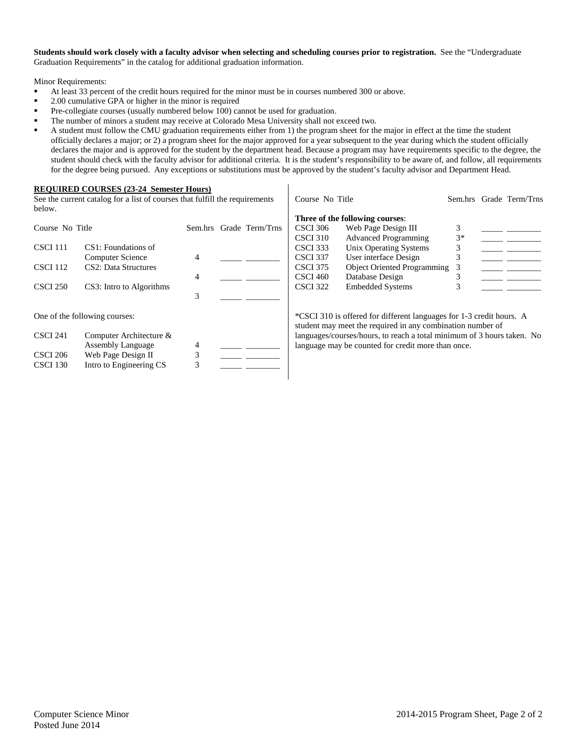**Students should work closely with a faculty advisor when selecting and scheduling courses prior to registration.** See the "Undergraduate Graduation Requirements" in the catalog for additional graduation information.

Minor Requirements:

- At least 33 percent of the credit hours required for the minor must be in courses numbered 300 or above.
- 2.00 cumulative GPA or higher in the minor is required
- Pre-collegiate courses (usually numbered below 100) cannot be used for graduation.
- The number of minors a student may receive at Colorado Mesa University shall not exceed two.
- A student must follow the CMU graduation requirements either from 1) the program sheet for the major in effect at the time the student officially declares a major; or 2) a program sheet for the major approved for a year subsequent to the year during which the student officially declares the major and is approved for the student by the department head. Because a program may have requirements specific to the degree, the student should check with the faculty advisor for additional criteria. It is the student's responsibility to be aware of, and follow, all requirements for the degree being pursued. Any exceptions or substitutions must be approved by the student's faculty advisor and Department Head.

**REQUIRED COURSES (23-24 Semester Hours)**

See the current catalog for a list of courses that fulfill the requirements below.

| Course No | Title | Sem.hrs | Grade | Term/Trns |
|---|---|---|---|---|
| CSCI 111 | CS1: Foundations of Computer Science | 4 | _____ | ________ |
| CSCI 112 | CS2: Data Structures | 4 | _____ | ________ |
| CSCI 250 | CS3: Intro to Algorithms | 3 | _____ | ________ |

One of the following courses:

| Course No | Title | Sem.hrs | Grade | Term/Trns |
|---|---|---|---|---|
| CSCI 241 | Computer Architecture & Assembly Language | 4 | _____ | ________ |
| CSCI 206 | Web Page Design II | 3 | _____ | ________ |
| CSCI 130 | Intro to Engineering CS | 3 | _____ | ________ |

**Three of the following courses**:

| Course No | Title | Sem.hrs | Grade | Term/Trns |
|---|---|---|---|---|
| CSCI 306 | Web Page Design III | 3 | _____ | ________ |
| CSCI 310 | Advanced Programming | 3* | _____ | ________ |
| CSCI 333 | Unix Operating Systems | 3 | _____ | ________ |
| CSCI 337 | User interface Design | 3 | _____ | ________ |
| CSCI 375 | Object Oriented Programming | 3 | _____ | ________ |
| CSCI 460 | Database Design | 3 | _____ | ________ |
| CSCI 322 | Embedded Systems | 3 | _____ | ________ |

*CSCI 310 is offered for different languages for 1-3 credit hours. A student may meet the required in any combination number of languages/courses/hours, to reach a total minimum of 3 hours taken. No language may be counted for credit more than once.